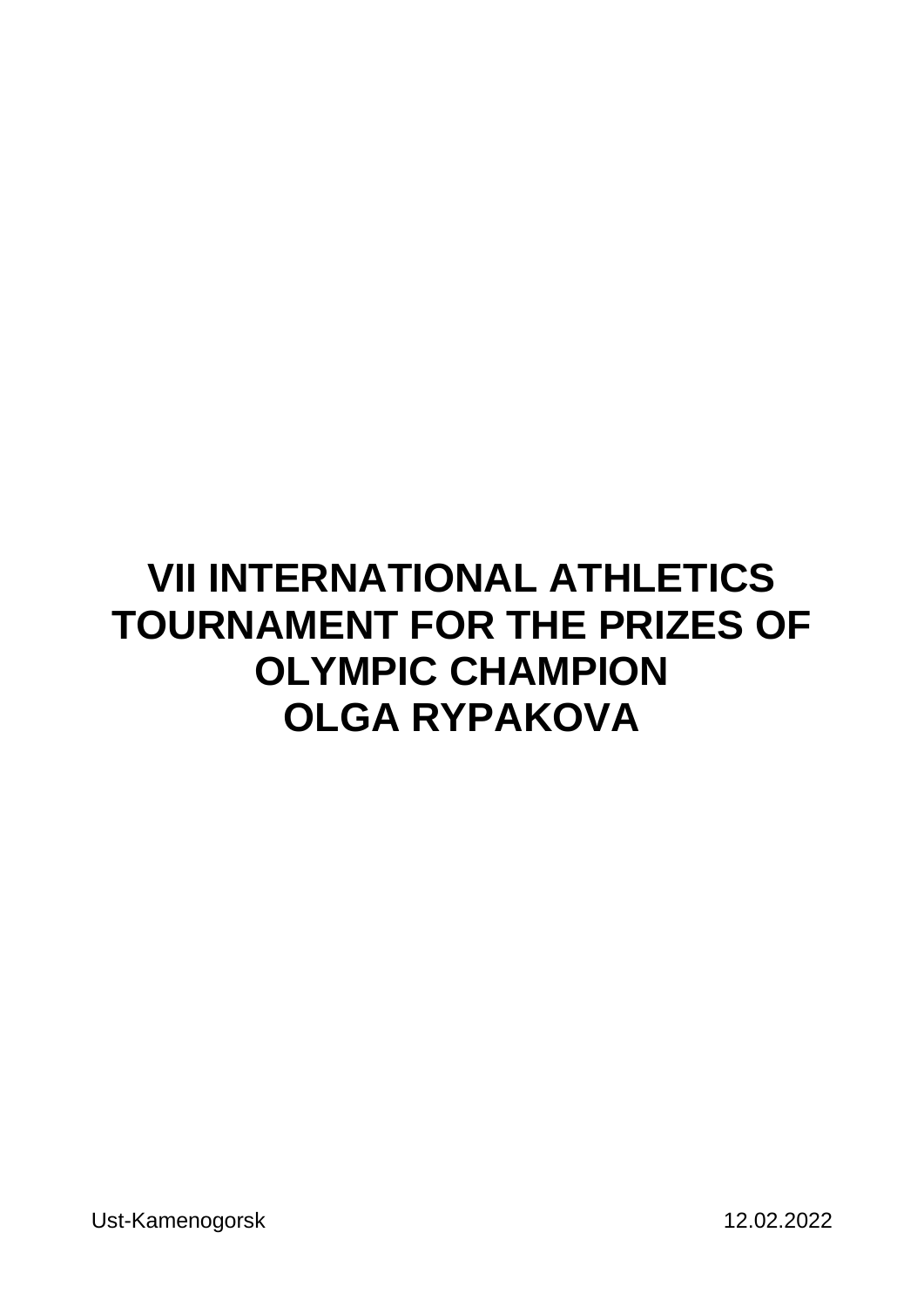# VII INTERNATIONAL ATHLETICS TOURNAMENT FOR THE PRIZES OF OLYMPIC CHAMPION OLGA RYPAKOVA

Ust-Kamenogorsk 12.02.2022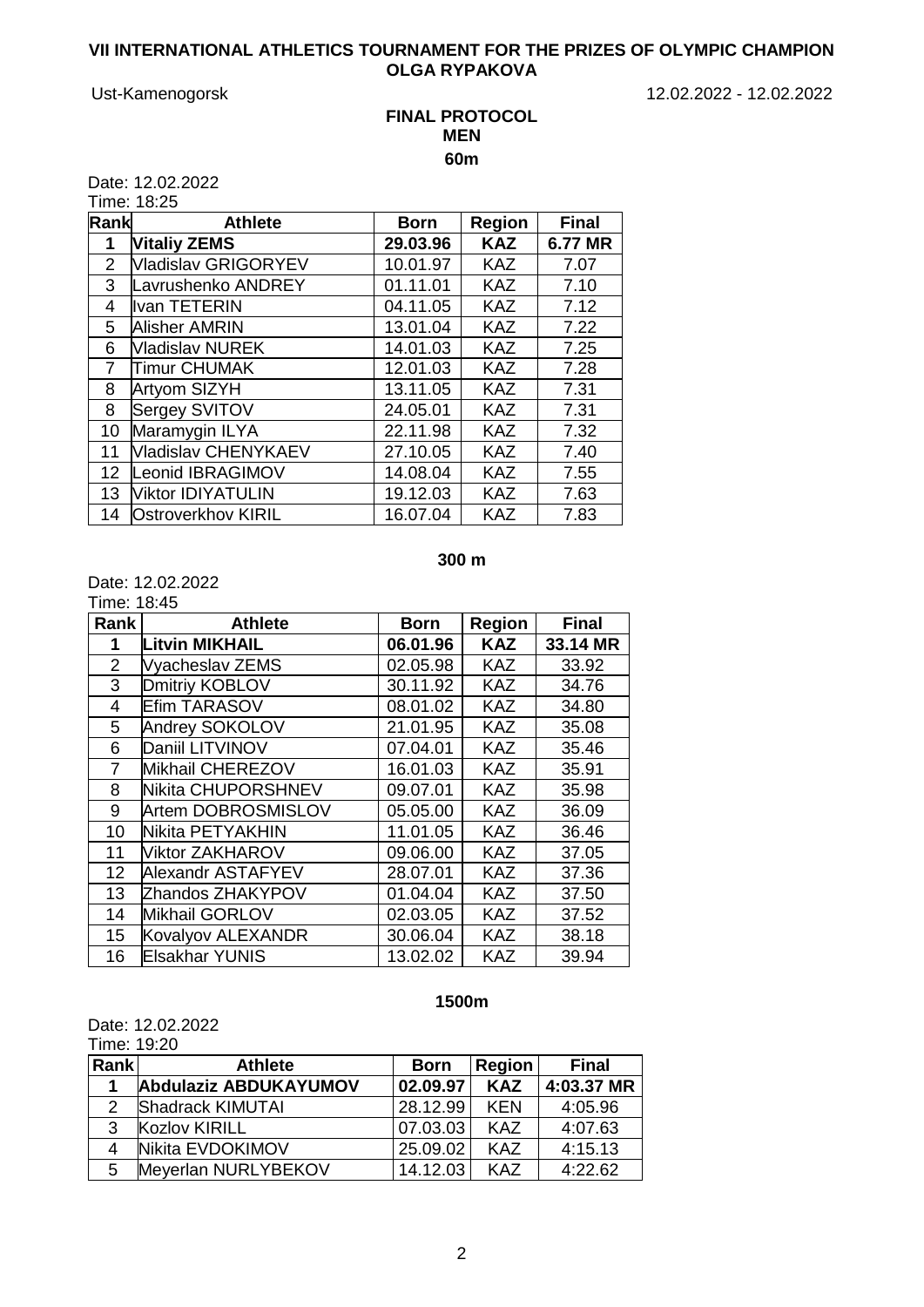# VII INTERNATIONAL ATHLETICS TOURNAMENT FOR THE PRIZES OF OLYMPIC CHAMPION OLGA RYPAKOVA

Ust-Kamenogorsk 12.02.2022 - 12.02.2022

## FINAL PROTOCOL
## MEN

### 60m

Date: 12.02.2022
Time: 18:25

| Rank | Athlete | Born | Region | Final |
|---|---|---|---|---|
| **1** | **Vitaliy ZEMS** | **29.03.96** | **KAZ** | **6.77 MR** |
| 2 | Vladislav GRIGORYEV | 10.01.97 | KAZ | 7.07 |
| 3 | Lavrushenko ANDREY | 01.11.01 | KAZ | 7.10 |
| 4 | Ivan TETERIN | 04.11.05 | KAZ | 7.12 |
| 5 | Alisher AMRIN | 13.01.04 | KAZ | 7.22 |
| 6 | Vladislav NUREK | 14.01.03 | KAZ | 7.25 |
| 7 | Timur CHUMAK | 12.01.03 | KAZ | 7.28 |
| 8 | Artyom SIZYH | 13.11.05 | KAZ | 7.31 |
| 8 | Sergey SVITOV | 24.05.01 | KAZ | 7.31 |
| 10 | Maramygin ILYA | 22.11.98 | KAZ | 7.32 |
| 11 | Vladislav CHENYKAEV | 27.10.05 | KAZ | 7.40 |
| 12 | Leonid IBRAGIMOV | 14.08.04 | KAZ | 7.55 |
| 13 | Viktor IDIYATULIN | 19.12.03 | KAZ | 7.63 |
| 14 | Ostroverkhov KIRIL | 16.07.04 | KAZ | 7.83 |

### 300 m

Date: 12.02.2022
Time: 18:45

| Rank | Athlete | Born | Region | Final |
|---|---|---|---|---|
| **1** | **Litvin MIKHAIL** | **06.01.96** | **KAZ** | **33.14 MR** |
| 2 | Vyacheslav ZEMS | 02.05.98 | KAZ | 33.92 |
| 3 | Dmitriy KOBLOV | 30.11.92 | KAZ | 34.76 |
| 4 | Efim TARASOV | 08.01.02 | KAZ | 34.80 |
| 5 | Andrey SOKOLOV | 21.01.95 | KAZ | 35.08 |
| 6 | Daniil LITVINOV | 07.04.01 | KAZ | 35.46 |
| 7 | Mikhail CHEREZOV | 16.01.03 | KAZ | 35.91 |
| 8 | Nikita CHUPORSHNEV | 09.07.01 | KAZ | 35.98 |
| 9 | Artem DOBROSMISLOV | 05.05.00 | KAZ | 36.09 |
| 10 | Nikita PETYAKHIN | 11.01.05 | KAZ | 36.46 |
| 11 | Viktor ZAKHAROV | 09.06.00 | KAZ | 37.05 |
| 12 | Alexandr ASTAFYEV | 28.07.01 | KAZ | 37.36 |
| 13 | Zhandos ZHAKYPOV | 01.04.04 | KAZ | 37.50 |
| 14 | Mikhail GORLOV | 02.03.05 | KAZ | 37.52 |
| 15 | Kovalyov ALEXANDR | 30.06.04 | KAZ | 38.18 |
| 16 | Elsakhar YUNIS | 13.02.02 | KAZ | 39.94 |

### 1500m

Date: 12.02.2022
Time: 19:20

| Rank | Athlete | Born | Region | Final |
|---|---|---|---|---|
| **1** | **Abdulaziz ABDUKAYUMOV** | **02.09.97** | **KAZ** | **4:03.37 MR** |
| 2 | Shadrack KIMUTAI | 28.12.99 | KEN | 4:05.96 |
| 3 | Kozlov KIRILL | 07.03.03 | KAZ | 4:07.63 |
| 4 | Nikita EVDOKIMOV | 25.09.02 | KAZ | 4:15.13 |
| 5 | Meyerlan NURLYBEKOV | 14.12.03 | KAZ | 4:22.62 |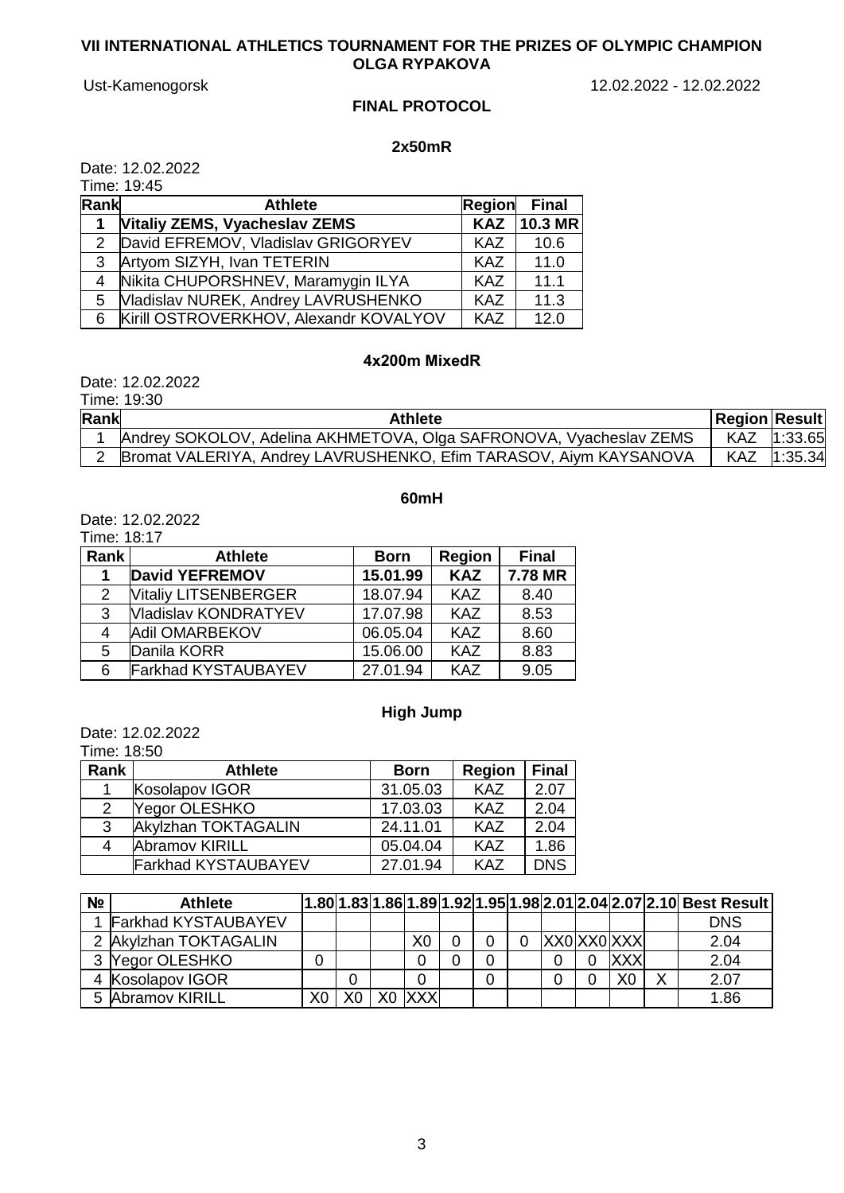**VII INTERNATIONAL ATHLETICS TOURNAMENT FOR THE PRIZES OF OLYMPIC CHAMPION OLGA RYPAKOVA**

Ust-Kamenogorsk 12.02.2022 - 12.02.2022

**FINAL PROTOCOL**

### 2x50mR

Date: 12.02.2022
Time: 19:45

| Rank | Athlete | Region | Final |
|---|---|---|---|
| **1** | **Vitaliy ZEMS, Vyacheslav ZEMS** | **KAZ** | **10.3 MR** |
| 2 | David EFREMOV, Vladislav GRIGORYEV | KAZ | 10.6 |
| 3 | Artyom SIZYH, Ivan TETERIN | KAZ | 11.0 |
| 4 | Nikita CHUPORSHNEV, Maramygin ILYA | KAZ | 11.1 |
| 5 | Vladislav NUREK, Andrey LAVRUSHENKO | KAZ | 11.3 |
| 6 | Kirill OSTROVERKHOV, Alexandr KOVALYOV | KAZ | 12.0 |

### 4x200m MixedR

Date: 12.02.2022
Time: 19:30

| Rank | Athlete | Region | Result |
|---|---|---|---|
| 1 | Andrey SOKOLOV, Adelina AKHMETOVA, Olga SAFRONOVA, Vyacheslav ZEMS | KAZ | 1:33.65 |
| 2 | Bromat VALERIYA, Andrey LAVRUSHENKO, Efim TARASOV, Aiym KAYSANOVA | KAZ | 1:35.34 |

### 60mH

Date: 12.02.2022
Time: 18:17

| Rank | Athlete | Born | Region | Final |
|---|---|---|---|---|
| **1** | **David YEFREMOV** | **15.01.99** | **KAZ** | **7.78 MR** |
| 2 | Vitaliy LITSENBERGER | 18.07.94 | KAZ | 8.40 |
| 3 | Vladislav KONDRATYEV | 17.07.98 | KAZ | 8.53 |
| 4 | Adil OMARBEKOV | 06.05.04 | KAZ | 8.60 |
| 5 | Danila KORR | 15.06.00 | KAZ | 8.83 |
| 6 | Farkhad KYSTAUBAYEV | 27.01.94 | KAZ | 9.05 |

### High Jump

Date: 12.02.2022
Time: 18:50

| Rank | Athlete | Born | Region | Final |
|---|---|---|---|---|
| 1 | Kosolapov IGOR | 31.05.03 | KAZ | 2.07 |
| 2 | Yegor OLESHKO | 17.03.03 | KAZ | 2.04 |
| 3 | Akylzhan TOKTAGALIN | 24.11.01 | KAZ | 2.04 |
| 4 | Abramov KIRILL | 05.04.04 | KAZ | 1.86 |
| | Farkhad KYSTAUBAYEV | 27.01.94 | KAZ | DNS |

| № | Athlete | 1.80 | 1.83 | 1.86 | 1.89 | 1.92 | 1.95 | 1.98 | 2.01 | 2.04 | 2.07 | 2.10 | Best Result |
|---|---|---|---|---|---|---|---|---|---|---|---|---|---|
| 1 | Farkhad KYSTAUBAYEV | | | | | | | | | | | | DNS |
| 2 | Akylzhan TOKTAGALIN | | | | X0 | 0 | 0 | 0 | XX0 | XX0 | XXX | | 2.04 |
| 3 | Yegor OLESHKO | 0 | | | 0 | 0 | 0 | | 0 | 0 | XXX | | 2.04 |
| 4 | Kosolapov IGOR | | 0 | | 0 | | 0 | | 0 | 0 | X0 | X | 2.07 |
| 5 | Abramov KIRILL | X0 | X0 | X0 | XXX | | | | | | | | 1.86 |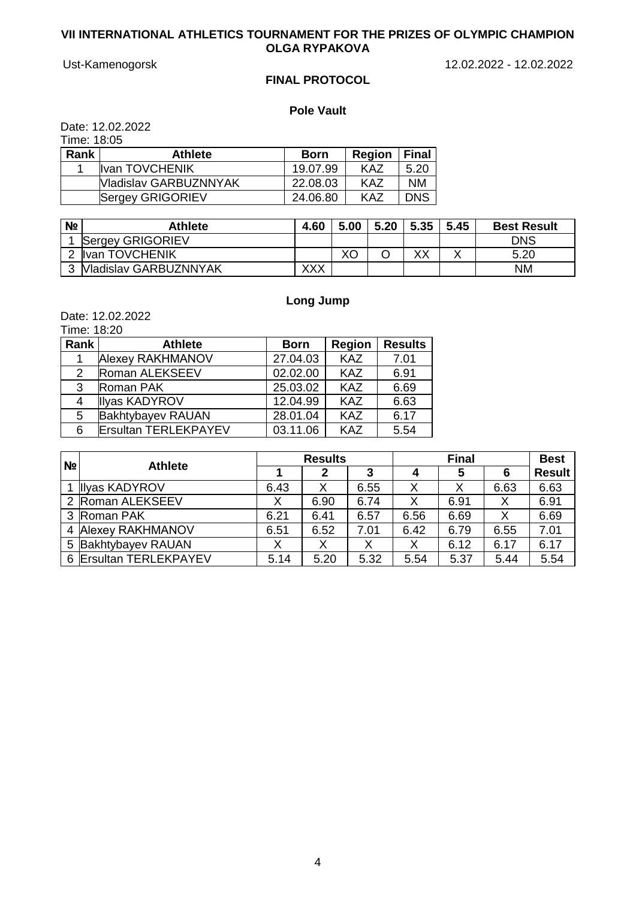# VII INTERNATIONAL ATHLETICS TOURNAMENT FOR THE PRIZES OF OLYMPIC CHAMPION OLGA RYPAKOVA

Ust-Kamenogorsk 12.02.2022 - 12.02.2022

## FINAL PROTOCOL

### Pole Vault

Date: 12.02.2022
Time: 18:05

| Rank | Athlete | Born | Region | Final |
|---|---|---|---|---|
| 1 | Ivan TOVCHENIK | 19.07.99 | KAZ | 5.20 |
| | Vladislav GARBUZNNYAK | 22.08.03 | KAZ | NM |
| | Sergey GRIGORIEV | 24.06.80 | KAZ | DNS |

| № | Athlete | 4.60 | 5.00 | 5.20 | 5.35 | 5.45 | Best Result |
|---|---|---|---|---|---|---|---|
| 1 | Sergey GRIGORIEV | | | | | | DNS |
| 2 | Ivan TOVCHENIK | | XO | O | XX | X | 5.20 |
| 3 | Vladislav GARBUZNNYAK | XXX | | | | | NM |

### Long Jump

Date: 12.02.2022
Time: 18:20

| Rank | Athlete | Born | Region | Results |
|---|---|---|---|---|
| 1 | Alexey RAKHMANOV | 27.04.03 | KAZ | 7.01 |
| 2 | Roman ALEKSEEV | 02.02.00 | KAZ | 6.91 |
| 3 | Roman PAK | 25.03.02 | KAZ | 6.69 |
| 4 | Ilyas KADYROV | 12.04.99 | KAZ | 6.63 |
| 5 | Bakhtybayev RAUAN | 28.01.04 | KAZ | 6.17 |
| 6 | Ersultan TERLEKPAYEV | 03.11.06 | KAZ | 5.54 |

| № | Athlete | Results | | | Final | | | Best |
|---|---|---|---|---|---|---|---|---|
| | | 1 | 2 | 3 | 4 | 5 | 6 | Result |
| 1 | Ilyas KADYROV | 6.43 | X | 6.55 | X | X | 6.63 | 6.63 |
| 2 | Roman ALEKSEEV | X | 6.90 | 6.74 | X | 6.91 | X | 6.91 |
| 3 | Roman PAK | 6.21 | 6.41 | 6.57 | 6.56 | 6.69 | X | 6.69 |
| 4 | Alexey RAKHMANOV | 6.51 | 6.52 | 7.01 | 6.42 | 6.79 | 6.55 | 7.01 |
| 5 | Bakhtybayev RAUAN | X | X | X | X | 6.12 | 6.17 | 6.17 |
| 6 | Ersultan TERLEKPAYEV | 5.14 | 5.20 | 5.32 | 5.54 | 5.37 | 5.44 | 5.54 |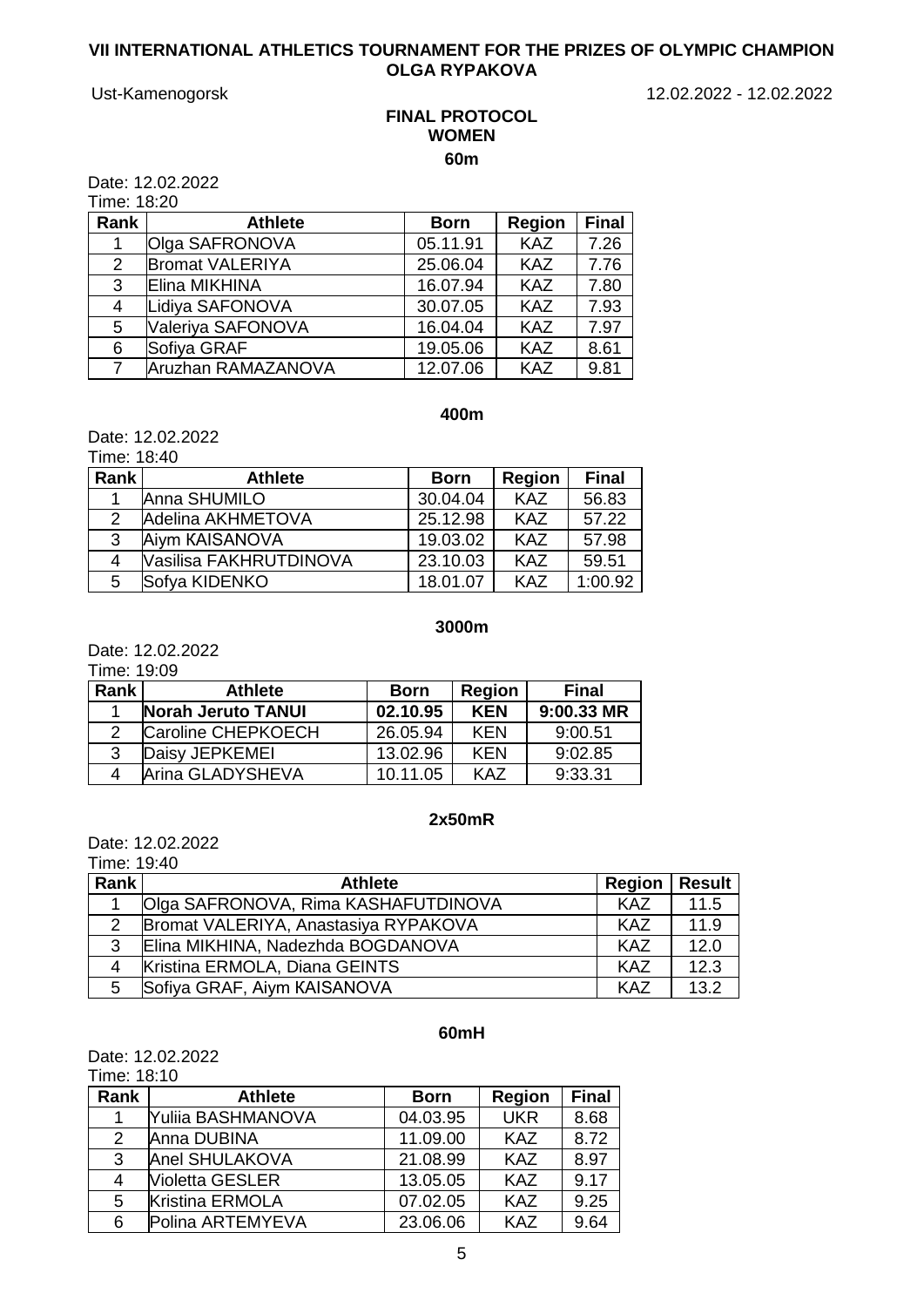# VII INTERNATIONAL ATHLETICS TOURNAMENT FOR THE PRIZES OF OLYMPIC CHAMPION OLGA RYPAKOVA

Ust-Kamenogorsk 12.02.2022 - 12.02.2022

## FINAL PROTOCOL
## WOMEN

### 60m

Date: 12.02.2022
Time: 18:20

| Rank | Athlete | Born | Region | Final |
|---|---|---|---|---|
| 1 | Olga SAFRONOVA | 05.11.91 | KAZ | 7.26 |
| 2 | Bromat VALERIYA | 25.06.04 | KAZ | 7.76 |
| 3 | Elina MIKHINA | 16.07.94 | KAZ | 7.80 |
| 4 | Lidiya SAFONOVA | 30.07.05 | KAZ | 7.93 |
| 5 | Valeriya SAFONOVA | 16.04.04 | KAZ | 7.97 |
| 6 | Sofiya GRAF | 19.05.06 | KAZ | 8.61 |
| 7 | Aruzhan RAMAZANOVA | 12.07.06 | KAZ | 9.81 |

### 400m

Date: 12.02.2022
Time: 18:40

| Rank | Athlete | Born | Region | Final |
|---|---|---|---|---|
| 1 | Anna SHUMILO | 30.04.04 | KAZ | 56.83 |
| 2 | Adelina AKHMETOVA | 25.12.98 | KAZ | 57.22 |
| 3 | Aiym KAISANOVA | 19.03.02 | KAZ | 57.98 |
| 4 | Vasilisa FAKHRUTDINOVA | 23.10.03 | KAZ | 59.51 |
| 5 | Sofya KIDENKO | 18.01.07 | KAZ | 1:00.92 |

### 3000m

Date: 12.02.2022
Time: 19:09

| Rank | Athlete | Born | Region | Final |
|---|---|---|---|---|
| 1 | **Norah Jeruto TANUI** | **02.10.95** | **KEN** | **9:00.33 MR** |
| 2 | Caroline CHEPKOECH | 26.05.94 | KEN | 9:00.51 |
| 3 | Daisy JEPKEMEI | 13.02.96 | KEN | 9:02.85 |
| 4 | Arina GLADYSHEVA | 10.11.05 | KAZ | 9:33.31 |

### 2x50mR

Date: 12.02.2022
Time: 19:40

| Rank | Athlete | Region | Result |
|---|---|---|---|
| 1 | Olga SAFRONOVA, Rima KASHAFUTDINOVA | KAZ | 11.5 |
| 2 | Bromat VALERIYA, Anastasiya RYPAKOVA | KAZ | 11.9 |
| 3 | Elina MIKHINA, Nadezhda BOGDANOVA | KAZ | 12.0 |
| 4 | Kristina ERMOLA, Diana GEINTS | KAZ | 12.3 |
| 5 | Sofiya GRAF, Aiym KAISANOVA | KAZ | 13.2 |

### 60mH

Date: 12.02.2022
Time: 18:10

| Rank | Athlete | Born | Region | Final |
|---|---|---|---|---|
| 1 | Yuliia BASHMANOVA | 04.03.95 | UKR | 8.68 |
| 2 | Anna DUBINA | 11.09.00 | KAZ | 8.72 |
| 3 | Anel SHULAKOVA | 21.08.99 | KAZ | 8.97 |
| 4 | Violetta GESLER | 13.05.05 | KAZ | 9.17 |
| 5 | Kristina ERMOLA | 07.02.05 | KAZ | 9.25 |
| 6 | Polina ARTEMYEVA | 23.06.06 | KAZ | 9.64 |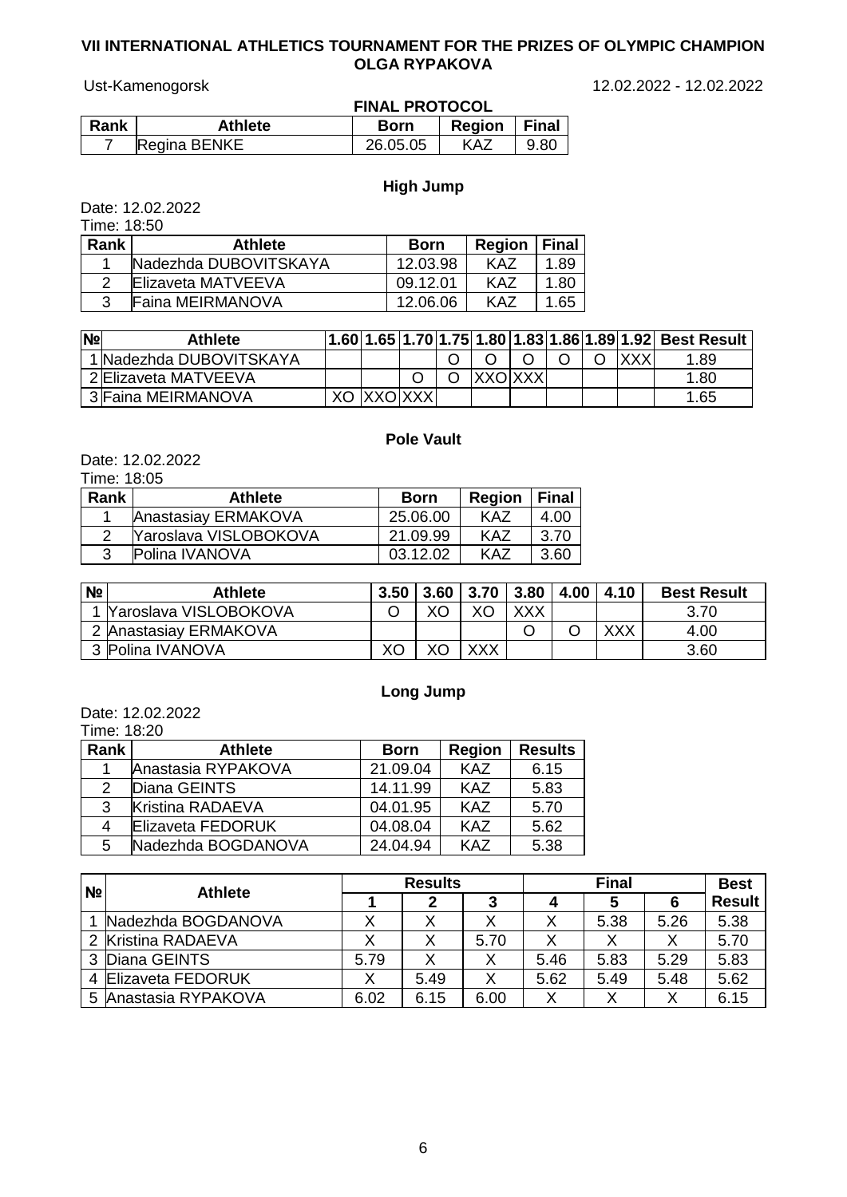**VII INTERNATIONAL ATHLETICS TOURNAMENT FOR THE PRIZES OF OLYMPIC CHAMPION OLGA RYPAKOVA**

Ust-Kamenogorsk 12.02.2022 - 12.02.2022

**FINAL PROTOCOL**

| Rank | Athlete | Born | Region | Final |
|---|---|---|---|---|
| 7 | Regina BENKE | 26.05.05 | KAZ | 9.80 |

## High Jump

Date: 12.02.2022
Time: 18:50

| Rank | Athlete | Born | Region | Final |
|---|---|---|---|---|
| 1 | Nadezhda DUBOVITSKAYA | 12.03.98 | KAZ | 1.89 |
| 2 | Elizaveta MATVEEVA | 09.12.01 | KAZ | 1.80 |
| 3 | Faina MEIRMANOVA | 12.06.06 | KAZ | 1.65 |

| № | Athlete | 1.60 | 1.65 | 1.70 | 1.75 | 1.80 | 1.83 | 1.86 | 1.89 | 1.92 | Best Result |
|---|---|---|---|---|---|---|---|---|---|---|---|
| 1 | Nadezhda DUBOVITSKAYA | | | | O | O | O | O | O | XXX | 1.89 |
| 2 | Elizaveta MATVEEVA | | | O | O | XXO | XXX | | | | 1.80 |
| 3 | Faina MEIRMANOVA | XO | XXO | XXX | | | | | | | 1.65 |

## Pole Vault

Date: 12.02.2022
Time: 18:05

| Rank | Athlete | Born | Region | Final |
|---|---|---|---|---|
| 1 | Anastasiay ERMAKOVA | 25.06.00 | KAZ | 4.00 |
| 2 | Yaroslava VISLOBOKOVA | 21.09.99 | KAZ | 3.70 |
| 3 | Polina IVANOVA | 03.12.02 | KAZ | 3.60 |

| № | Athlete | 3.50 | 3.60 | 3.70 | 3.80 | 4.00 | 4.10 | Best Result |
|---|---|---|---|---|---|---|---|---|
| 1 | Yaroslava VISLOBOKOVA | O | XO | XO | XXX | | | 3.70 |
| 2 | Anastasiay ERMAKOVA | | | | O | O | XXX | 4.00 |
| 3 | Polina IVANOVA | XO | XO | XXX | | | | 3.60 |

## Long Jump

Date: 12.02.2022
Time: 18:20

| Rank | Athlete | Born | Region | Results |
|---|---|---|---|---|
| 1 | Anastasia RYPAKOVA | 21.09.04 | KAZ | 6.15 |
| 2 | Diana GEINTS | 14.11.99 | KAZ | 5.83 |
| 3 | Kristina RADAEVA | 04.01.95 | KAZ | 5.70 |
| 4 | Elizaveta FEDORUK | 04.08.04 | KAZ | 5.62 |
| 5 | Nadezhda BOGDANOVA | 24.04.94 | KAZ | 5.38 |

| № | Athlete | Results | | | Final | | | Best |
|---|---|---|---|---|---|---|---|---|
| | | 1 | 2 | 3 | 4 | 5 | 6 | Result |
| 1 | Nadezhda BOGDANOVA | X | X | X | X | 5.38 | 5.26 | 5.38 |
| 2 | Kristina RADAEVA | X | X | 5.70 | X | X | X | 5.70 |
| 3 | Diana GEINTS | 5.79 | X | X | 5.46 | 5.83 | 5.29 | 5.83 |
| 4 | Elizaveta FEDORUK | X | 5.49 | X | 5.62 | 5.49 | 5.48 | 5.62 |
| 5 | Anastasia RYPAKOVA | 6.02 | 6.15 | 6.00 | X | X | X | 6.15 |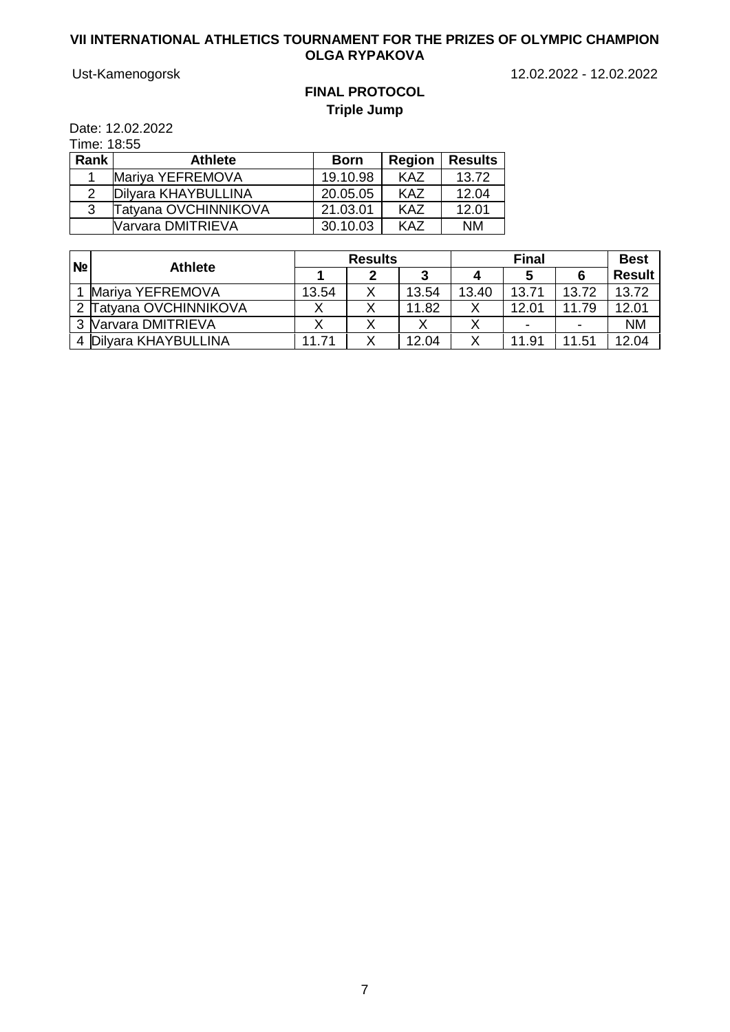**VII INTERNATIONAL ATHLETICS TOURNAMENT FOR THE PRIZES OF OLYMPIC CHAMPION OLGA RYPAKOVA**

Ust-Kamenogorsk 12.02.2022 - 12.02.2022

## FINAL PROTOCOL

### Triple Jump

Date: 12.02.2022

Time: 18:55

| Rank | Athlete | Born | Region | Results |
|---|---|---|---|---|
| 1 | Mariya YEFREMOVA | 19.10.98 | KAZ | 13.72 |
| 2 | Dilyara KHAYBULLINA | 20.05.05 | KAZ | 12.04 |
| 3 | Tatyana OVCHINNIKOVA | 21.03.01 | KAZ | 12.01 |
| | Varvara DMITRIEVA | 30.10.03 | KAZ | NM |

| № | Athlete | Results | | | Final | | | Best |
|---|---|---|---|---|---|---|---|---|
| | | 1 | 2 | 3 | 4 | 5 | 6 | Result |
| 1 | Mariya YEFREMOVA | 13.54 | X | 13.54 | 13.40 | 13.71 | 13.72 | 13.72 |
| 2 | Tatyana OVCHINNIKOVA | X | X | 11.82 | X | 12.01 | 11.79 | 12.01 |
| 3 | Varvara DMITRIEVA | X | X | X | X | - | - | NM |
| 4 | Dilyara KHAYBULLINA | 11.71 | X | 12.04 | X | 11.91 | 11.51 | 12.04 |